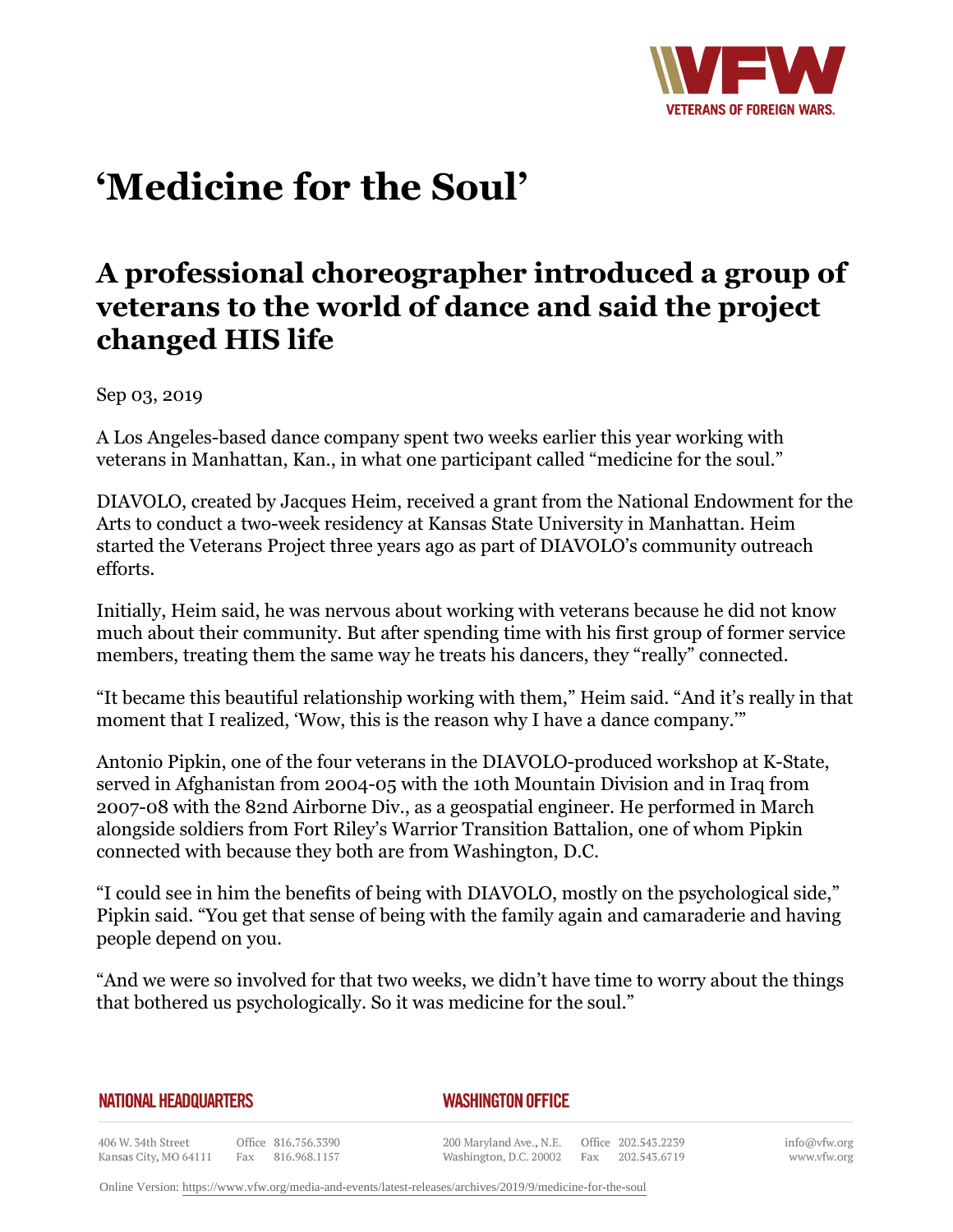# 'Medicine for the Soul'

## A professional choreographer introduced a group of veterans to the world of dance and said the project changed HIS life

Sep 03, 2019

A Los Angeles-based dance company spent two weeks earlier this year working with veterans in Manhattan, Kan., in what one participant called "medicine for the soul."

DIAVOLO, created by Jacques Heim, received a grant from the National Endowment for the Arts to conduct a two-week residency at Kansas State University in Manhattan. Heim started the Veterans Project three years ago as part of DIAVOLO's community outreach efforts.

Initially, Heim said, he was nervous about working with veterans because he did not know much about their community. But after spending time with his first group of former service members, treating them the same way he treats his dancers, they "really" connected.

"It became this beautiful relationship working with them," Heim said. "And it's really in that moment that I realized, 'Wow, this is the reason why I have a dance company.'"

Antonio Pipkin, one of the four veterans in the DIAVOLO-produced workshop at K-State, served in Afghanistan from 2004-05 with the 10th Mountain Division and in Iraq from 2007-08 with the 82nd Airborne Div., as a geospatial engineer. He performed in March alongside soldiers from Fort Riley's Warrior Transition Battalion, one of whom Pipkin connected with because they both are from Washington, D.C.

"I could see in him the benefits of being with DIAVOLO, mostly on the psychological side," Pipkin said. "You get that sense of being with the family again and camaraderie and having people depend on you.

"And we were so involved for that two weeks, we didn't have time to worry about the things that bothered us psychologically. So it was medicine for the soul."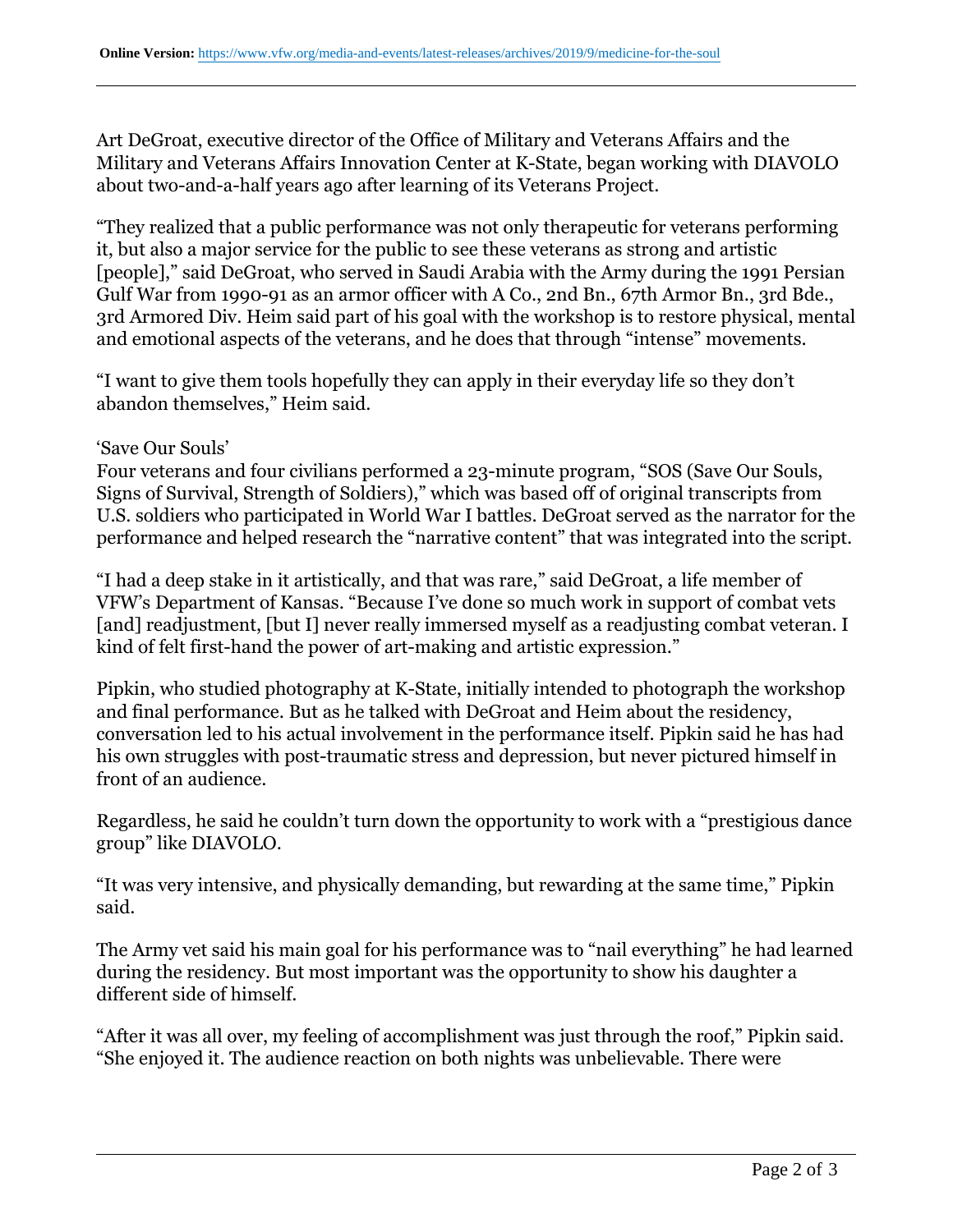Art DeGroat, executive director of the Office of Military and Veterans Affairs and the Military and Veterans Affairs Innovation Center at K-State, began working with DIAVOLO about two-and-a-half years ago after learning of its Veterans Project.

"They realized that a public performance was not only therapeutic for veterans performing it, but also a major service for the public to see these veterans as strong and artistic [people]," said DeGroat, who served in Saudi Arabia with the Army during the 1991 Persian Gulf War from 1990-91 as an armor officer with A Co., 2nd Bn., 67th Armor Bn., 3rd Bde., 3rd Armored Div. Heim said part of his goal with the workshop is to restore physical, mental and emotional aspects of the veterans, and he does that through "intense" movements.

"I want to give them tools hopefully they can apply in their everyday life so they don't abandon themselves," Heim said.

'Save Our Souls'

Four veterans and four civilians performed a 23-minute program, "SOS (Save Our Souls, Signs of Survival, Strength of Soldiers)," which was based off of original transcripts from U.S. soldiers who participated in World War I battles. DeGroat served as the narrator for the performance and helped research the "narrative content" that was integrated into the script.

"I had a deep stake in it artistically, and that was rare," said DeGroat, a life member of VFW's Department of Kansas. "Because I've done so much work in support of combat vets [and] readjustment, [but I] never really immersed myself as a readjusting combat veteran. I kind of felt first-hand the power of art-making and artistic expression."

Pipkin, who studied photography at K-State, initially intended to photograph the workshop and final performance. But as he talked with DeGroat and Heim about the residency, conversation led to his actual involvement in the performance itself. Pipkin said he has had his own struggles with post-traumatic stress and depression, but never pictured himself in front of an audience.

Regardless, he said he couldn't turn down the opportunity to work with a "prestigious dance group" like DIAVOLO.

"It was very intensive, and physically demanding, but rewarding at the same time," Pipkin said.

The Army vet said his main goal for his performance was to "nail everything" he had learned during the residency. But most important was the opportunity to show his daughter a different side of himself.

"After it was all over, my feeling of accomplishment was just through the roof," Pipkin said. "She enjoyed it. The audience reaction on both nights was unbelievable. There were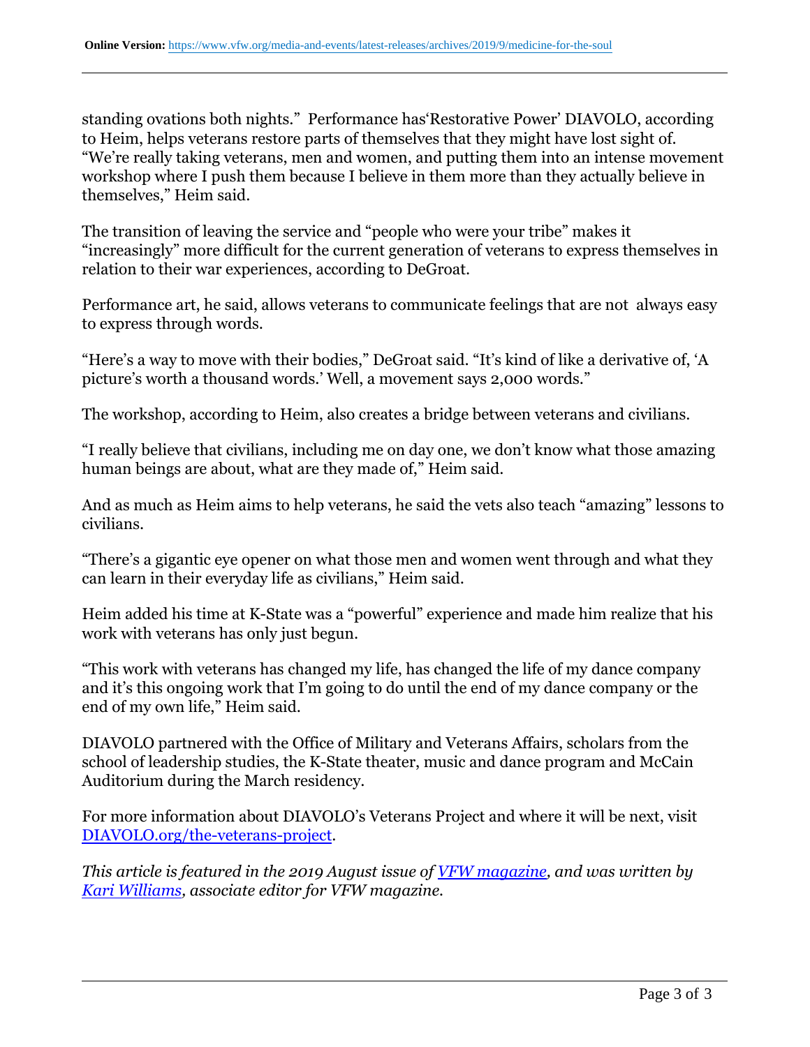standing ovations both nights." Performance has'Restorative Power' DIAVOLO, according to Heim, helps veterans restore parts of themselves that they might have lost sight of. "We're really taking veterans, men and women, and putting them into an intense movement workshop where I push them because I believe in them more than they actually believe in themselves," Heim said.

The transition of leaving the service and "people who were your tribe" makes it "increasingly" more difficult for the current generation of veterans to express themselves in relation to their war experiences, according to DeGroat.

Performance art, he said, allows veterans to communicate feelings that are not always easy to express through words.

"Here's a way to move with their bodies," DeGroat said. "It's kind of like a derivative of, 'A picture's worth a thousand words.' Well, a movement says 2,000 words."

The workshop, according to Heim, also creates a bridge between veterans and civilians.

"I really believe that civilians, including me on day one, we don't know what those amazing human beings are about, what are they made of," Heim said.

And as much as Heim aims to help veterans, he said the vets also teach "amazing" lessons to civilians.

"There's a gigantic eye opener on what those men and women went through and what they can learn in their everyday life as civilians," Heim said.

Heim added his time at K-State was a "powerful" experience and made him realize that his work with veterans has only just begun.

"This work with veterans has changed my life, has changed the life of my dance company and it's this ongoing work that I'm going to do until the end of my dance company or the end of my own life," Heim said.

DIAVOLO partnered with the Office of Military and Veterans Affairs, scholars from the school of leadership studies, the K-State theater, music and dance program and McCain Auditorium during the March residency.

For more information about DIAVOLO's Veterans Project and where it will be next, visit [DIAVOLO.org/the-veterans-project](DIAVOLO.org/the-veterans-project).

*This article is featured in the 2019 August issue of [VFW magazine](VFW magazine), and was written by [Kari Williams](Kari Williams), associate editor for VFW magazine.*